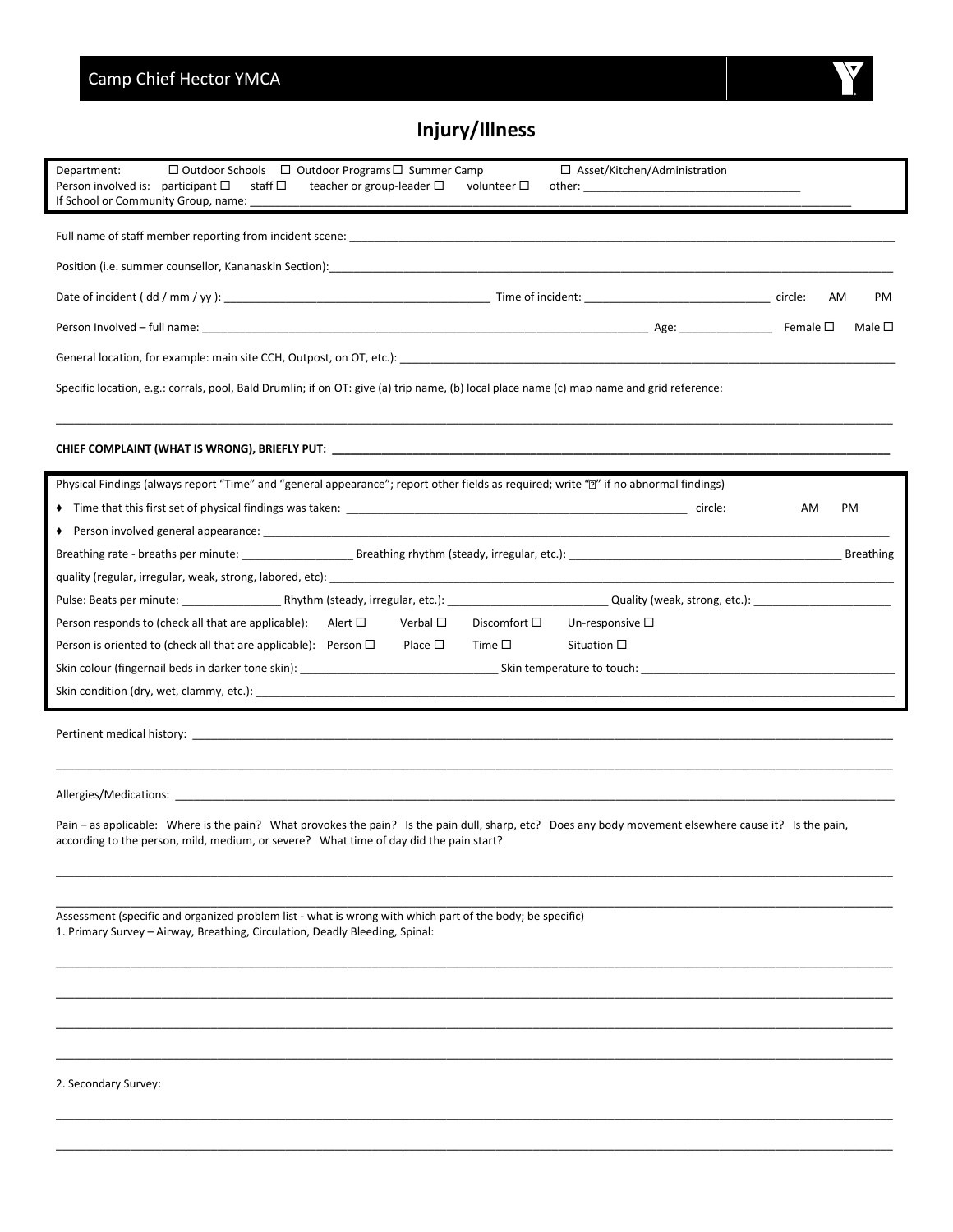Camp Chief Hector YMCA

# Injury/Illness

Department: ☐ Outdoor Schools ☐ Outdoor Programs ☐ Summer Camp ☐ Asset/Kitchen/Administration
Person involved is: participant ☐ staff ☐ teacher or group-leader ☐ volunteer ☐ other: ___________________________________
If School or Community Group, name: ___________________________________________________________________________

Full name of staff member reporting from incident scene: ___________________________________________________________

Position (i.e. summer counsellor, Kananaskin Section): ______________________________________________________________

Date of incident ( dd / mm / yy ): ___________________________ Time of incident: ______________________ circle: AM PM

Person Involved – full name: ___________________________________________ Age: ____________ Female ☐ Male ☐

General location, for example: main site CCH, Outpost, on OT, etc.): ______________________________________________

Specific location, e.g.: corrals, pool, Bald Drumlin; if on OT: give (a) trip name, (b) local place name (c) map name and grid reference:

______________________________________________________________________________________________

**CHIEF COMPLAINT (WHAT IS WRONG), BRIEFLY PUT: _____________________________________________________________**

Physical Findings (always report "Time" and "general appearance"; report other fields as required; write "" if no abnormal findings)

- Time that this first set of physical findings was taken: ______________________________________ circle: AM PM
- Person involved general appearance: ___________________________________________________________________

Breathing rate - breaths per minute: ______________ Breathing rhythm (steady, irregular, etc.): _____________________________ Breathing quality (regular, irregular, weak, strong, labored, etc): ____________________________________________________________

Pulse: Beats per minute: ____________ Rhythm (steady, irregular, etc.): __________________ Quality (weak, strong, etc.): ______________

Person responds to (check all that are applicable): Alert ☐ Verbal ☐ Discomfort ☐ Un-responsive ☐

Person is oriented to (check all that are applicable): Person ☐ Place ☐ Time ☐ Situation ☐

Skin colour (fingernail beds in darker tone skin): ______________________ Skin temperature to touch: ____________________________

Skin condition (dry, wet, clammy, etc.): ____________________________________________________________________________

Pertinent medical history: ____________________________________________________________________________________

______________________________________________________________________________________________

Allergies/Medications: ________________________________________________________________________________________

Pain – as applicable: Where is the pain? What provokes the pain? Is the pain dull, sharp, etc? Does any body movement elsewhere cause it? Is the pain, according to the person, mild, medium, or severe? What time of day did the pain start?

______________________________________________________________________________________________

______________________________________________________________________________________________

Assessment (specific and organized problem list - what is wrong with which part of the body; be specific)
1. Primary Survey – Airway, Breathing, Circulation, Deadly Bleeding, Spinal:

______________________________________________________________________________________________

______________________________________________________________________________________________

______________________________________________________________________________________________

______________________________________________________________________________________________

2. Secondary Survey:

______________________________________________________________________________________________

______________________________________________________________________________________________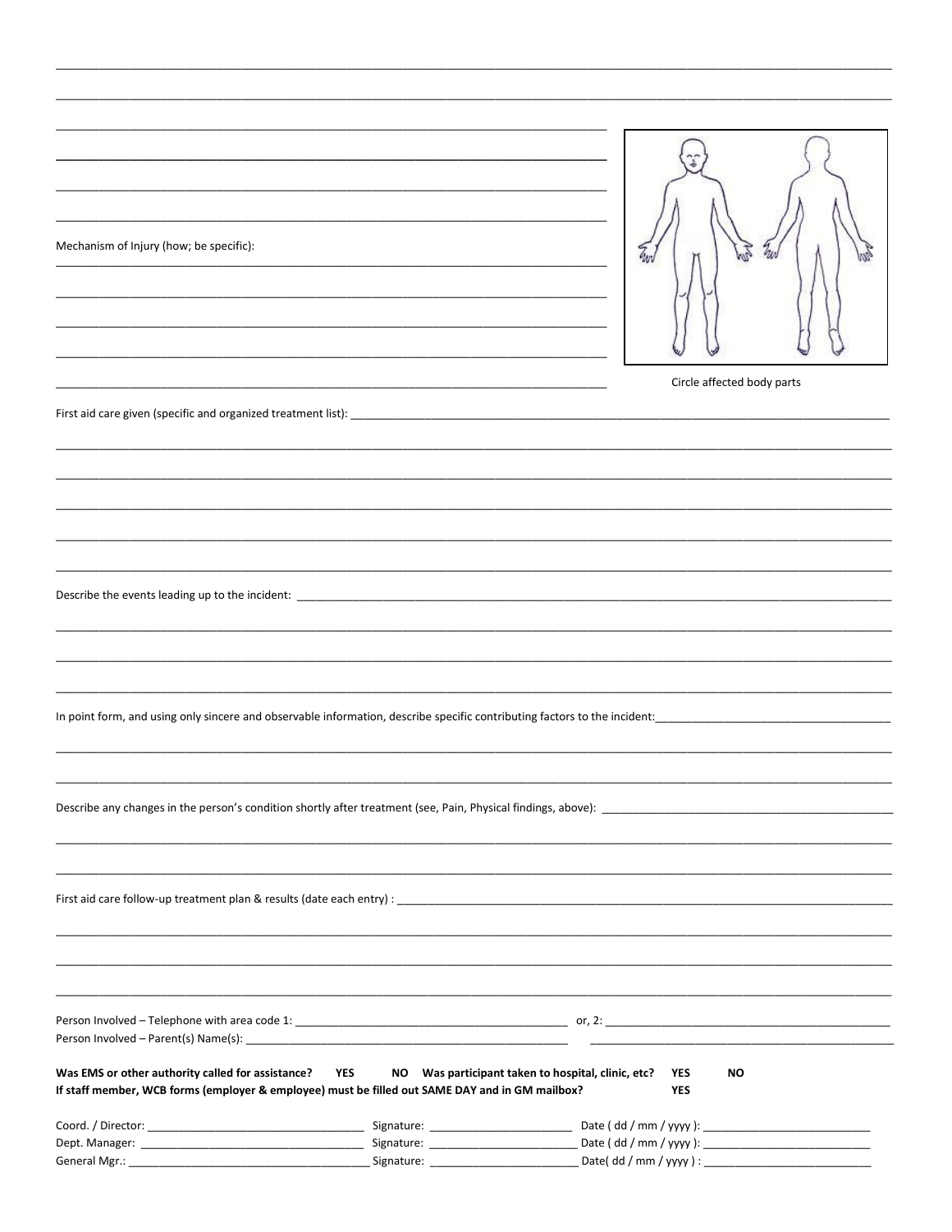Mechanism of Injury (how; be specific):

Circle affected body parts

First aid care given (specific and organized treatment list):

Describe the events leading up to the incident:

In point form, and using only sincere and observable information, describe specific contributing factors to the incident:

Describe any changes in the person's condition shortly after treatment (see, Pain, Physical findings, above):

First aid care follow-up treatment plan & results (date each entry) :

Person Involved – Telephone with area code 1: ______________________ or, 2: ______________________

Person Involved – Parent(s) Name(s): ______________________ ______________________

**Was EMS or other authority called for assistance? YES NO Was participant taken to hospital, clinic, etc? YES NO**

**If staff member, WCB forms (employer & employee) must be filled out SAME DAY and in GM mailbox? YES**

Coord. / Director: ______________________ Signature: ______________________ Date ( dd / mm / yyyy ): ______________________

Dept. Manager: ______________________ Signature: ______________________ Date ( dd / mm / yyyy ): ______________________

General Mgr.: ______________________ Signature: ______________________ Date( dd / mm / yyyy ) : ______________________